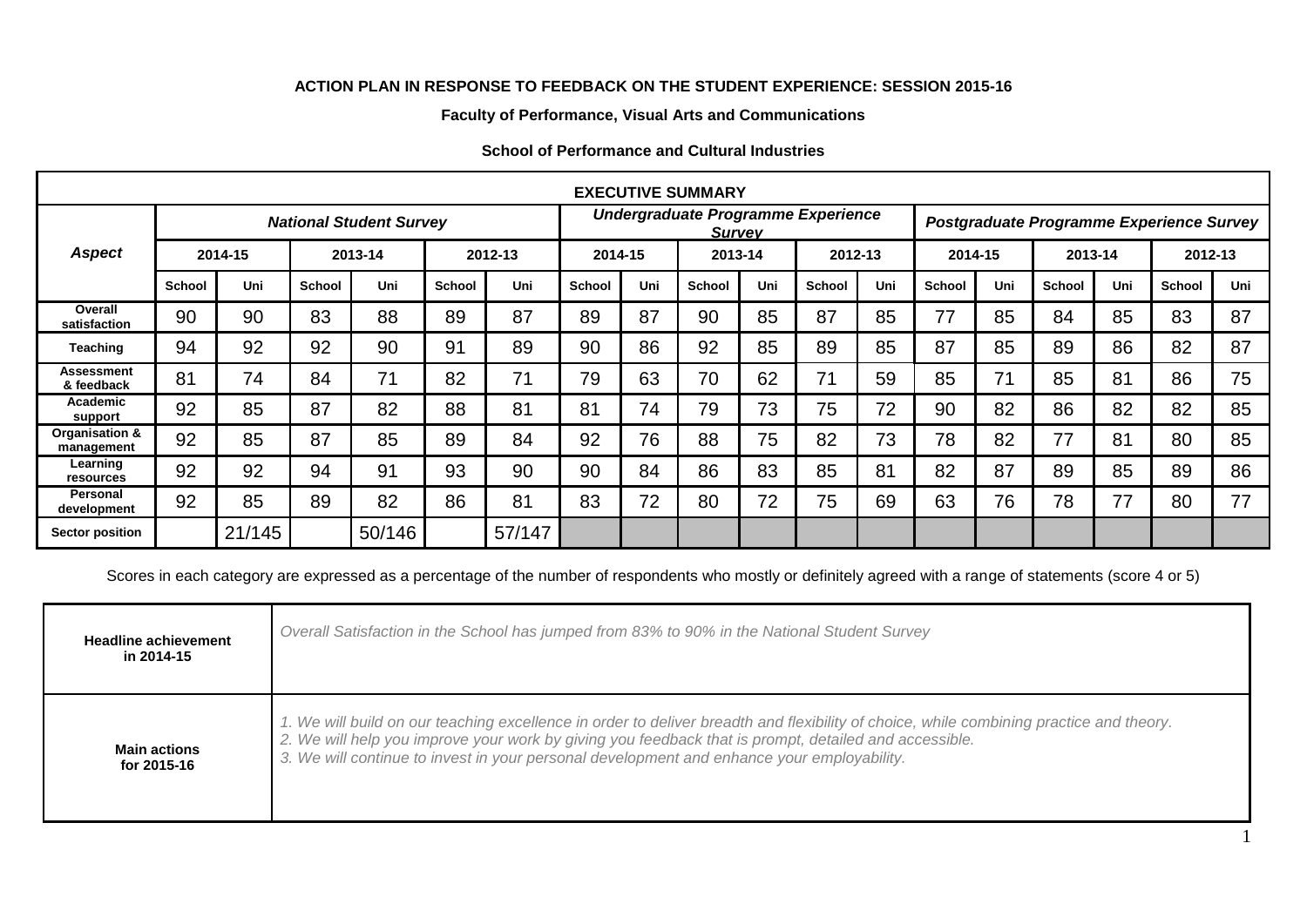**ACTION PLAN IN RESPONSE TO FEEDBACK ON THE STUDENT EXPERIENCE: SESSION 2015-16**

**Faculty of Performance, Visual Arts and Communications**

**School of Performance and Cultural Industries**

| EXECUTIVE SUMMARY | | | | | | | | | | | | | | | | | | |
|---|---|---|---|---|---|---|---|---|---|---|---|---|---|---|---|---|---|---|
| ***Aspect*** | ***National Student Survey*** | | | | | | ***Undergraduate Programme Experience Survey*** | | | | | | ***Postgraduate Programme Experience Survey*** | | | | | |
| | **2014-15** | | **2013-14** | | **2012-13** | | **2014-15** | | **2013-14** | | **2012-13** | | **2014-15** | | **2013-14** | | **2012-13** | |
| | **School** | **Uni** | **School** | **Uni** | **School** | **Uni** | **School** | **Uni** | **School** | **Uni** | **School** | **Uni** | **School** | **Uni** | **School** | **Uni** | **School** | **Uni** |
| **Overall satisfaction** | 90 | 90 | 83 | 88 | 89 | 87 | 89 | 87 | 90 | 85 | 87 | 85 | 77 | 85 | 84 | 85 | 83 | 87 |
| **Teaching** | 94 | 92 | 92 | 90 | 91 | 89 | 90 | 86 | 92 | 85 | 89 | 85 | 87 | 85 | 89 | 86 | 82 | 87 |
| **Assessment & feedback** | 81 | 74 | 84 | 71 | 82 | 71 | 79 | 63 | 70 | 62 | 71 | 59 | 85 | 71 | 85 | 81 | 86 | 75 |
| **Academic support** | 92 | 85 | 87 | 82 | 88 | 81 | 81 | 74 | 79 | 73 | 75 | 72 | 90 | 82 | 86 | 82 | 82 | 85 |
| **Organisation & management** | 92 | 85 | 87 | 85 | 89 | 84 | 92 | 76 | 88 | 75 | 82 | 73 | 78 | 82 | 77 | 81 | 80 | 85 |
| **Learning resources** | 92 | 92 | 94 | 91 | 93 | 90 | 90 | 84 | 86 | 83 | 85 | 81 | 82 | 87 | 89 | 85 | 89 | 86 |
| **Personal development** | 92 | 85 | 89 | 82 | 86 | 81 | 83 | 72 | 80 | 72 | 75 | 69 | 63 | 76 | 78 | 77 | 80 | 77 |
| **Sector position** | | 21/145 | | 50/146 | | 57/147 | | | | | | | | | | | | |

Scores in each category are expressed as a percentage of the number of respondents who mostly or definitely agreed with a range of statements (score 4 or 5)

| | |
|---|---|
| **Headline achievement in 2014-15** | *Overall Satisfaction in the School has jumped from 83% to 90% in the National Student Survey* |
| **Main actions for 2015-16** | *1. We will build on our teaching excellence in order to deliver breadth and flexibility of choice, while combining practice and theory.*<br>*2. We will help you improve your work by giving you feedback that is prompt, detailed and accessible.*<br>*3. We will continue to invest in your personal development and enhance your employability.* |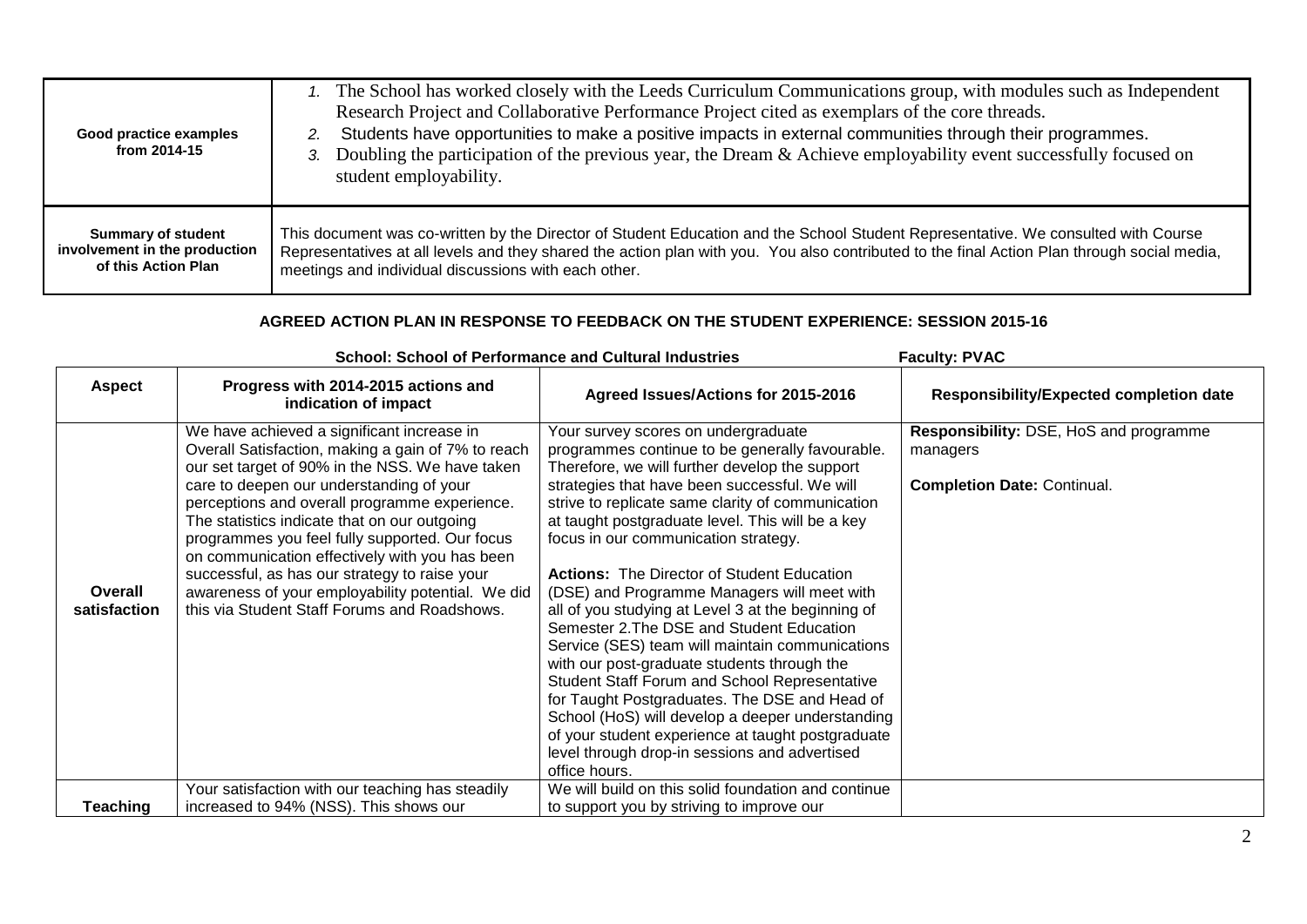| | |
|---|---|
| **Good practice examples from 2014-15** | 1. The School has worked closely with the Leeds Curriculum Communications group, with modules such as Independent Research Project and Collaborative Performance Project cited as exemplars of the core threads.<br>2. Students have opportunities to make a positive impacts in external communities through their programmes.<br>3. Doubling the participation of the previous year, the Dream & Achieve employability event successfully focused on student employability. |
| **Summary of student involvement in the production of this Action Plan** | This document was co-written by the Director of Student Education and the School Student Representative. We consulted with Course Representatives at all levels and they shared the action plan with you. You also contributed to the final Action Plan through social media, meetings and individual discussions with each other. |

## AGREED ACTION PLAN IN RESPONSE TO FEEDBACK ON THE STUDENT EXPERIENCE: SESSION 2015-16

**School: School of Performance and Cultural Industries** **Faculty: PVAC**

| Aspect | Progress with 2014-2015 actions and indication of impact | Agreed Issues/Actions for 2015-2016 | Responsibility/Expected completion date |
|---|---|---|---|
| **Overall satisfaction** | We have achieved a significant increase in Overall Satisfaction, making a gain of 7% to reach our set target of 90% in the NSS. We have taken care to deepen our understanding of your perceptions and overall programme experience. The statistics indicate that on our outgoing programmes you feel fully supported. Our focus on communication effectively with you has been successful, as has our strategy to raise your awareness of your employability potential. We did this via Student Staff Forums and Roadshows. | Your survey scores on undergraduate programmes continue to be generally favourable. Therefore, we will further develop the support strategies that have been successful. We will strive to replicate same clarity of communication at taught postgraduate level. This will be a key focus in our communication strategy.<br><br>**Actions:** The Director of Student Education (DSE) and Programme Managers will meet with all of you studying at Level 3 at the beginning of Semester 2.The DSE and Student Education Service (SES) team will maintain communications with our post-graduate students through the Student Staff Forum and School Representative for Taught Postgraduates. The DSE and Head of School (HoS) will develop a deeper understanding of your student experience at taught postgraduate level through drop-in sessions and advertised office hours. | **Responsibility:** DSE, HoS and programme managers<br><br>**Completion Date:** Continual. |
| **Teaching** | Your satisfaction with our teaching has steadily increased to 94% (NSS). This shows our | We will build on this solid foundation and continue to support you by striving to improve our | |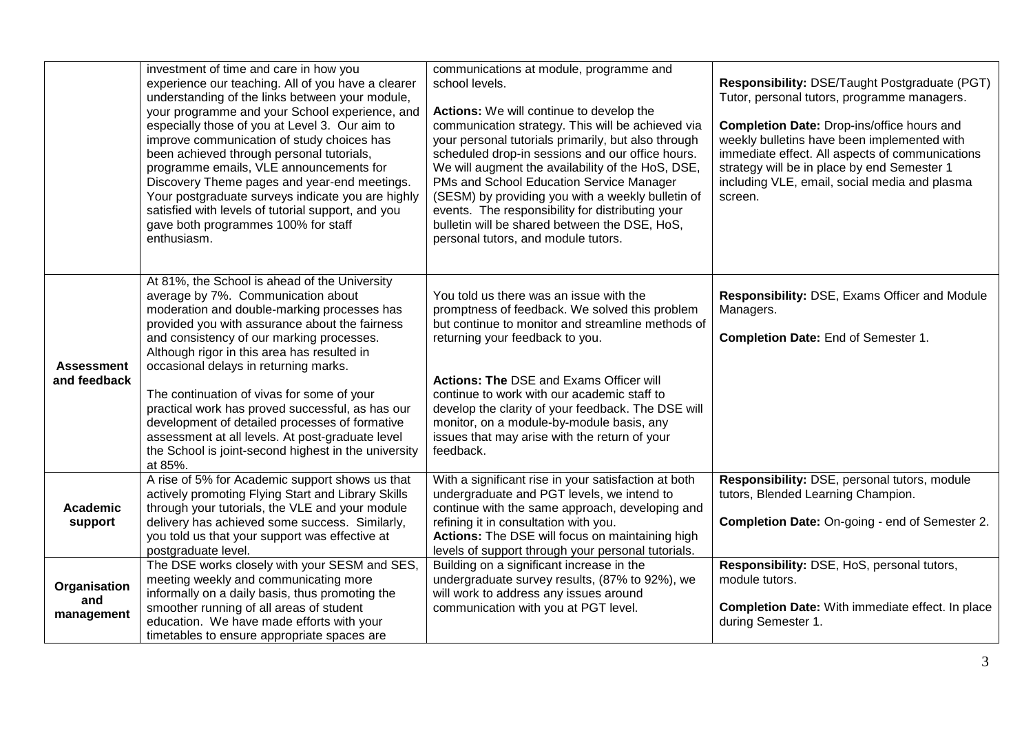| | | | |
|---|---|---|---|
| | investment of time and care in how you experience our teaching. All of you have a clearer understanding of the links between your module, your programme and your School experience, and especially those of you at Level 3. Our aim to improve communication of study choices has been achieved through personal tutorials, programme emails, VLE announcements for Discovery Theme pages and year-end meetings. Your postgraduate surveys indicate you are highly satisfied with levels of tutorial support, and you gave both programmes 100% for staff enthusiasm. | communications at module, programme and school levels.<br><br>**Actions:** We will continue to develop the communication strategy. This will be achieved via your personal tutorials primarily, but also through scheduled drop-in sessions and our office hours. We will augment the availability of the HoS, DSE, PMs and School Education Service Manager (SESM) by providing you with a weekly bulletin of events. The responsibility for distributing your bulletin will be shared between the DSE, HoS, personal tutors, and module tutors. | **Responsibility:** DSE/Taught Postgraduate (PGT) Tutor, personal tutors, programme managers.<br><br>**Completion Date:** Drop-ins/office hours and weekly bulletins have been implemented with immediate effect. All aspects of communications strategy will be in place by end Semester 1 including VLE, email, social media and plasma screen. |
| **Assessment and feedback** | At 81%, the School is ahead of the University average by 7%. Communication about moderation and double-marking processes has provided you with assurance about the fairness and consistency of our marking processes. Although rigor in this area has resulted in occasional delays in returning marks.<br><br>The continuation of vivas for some of your practical work has proved successful, as has our development of detailed processes of formative assessment at all levels. At post-graduate level the School is joint-second highest in the university at 85%. | You told us there was an issue with the promptness of feedback. We solved this problem but continue to monitor and streamline methods of returning your feedback to you.<br><br>**Actions: The** DSE and Exams Officer will continue to work with our academic staff to develop the clarity of your feedback. The DSE will monitor, on a module-by-module basis, any issues that may arise with the return of your feedback. | **Responsibility:** DSE, Exams Officer and Module Managers.<br><br>**Completion Date:** End of Semester 1. |
| **Academic support** | A rise of 5% for Academic support shows us that actively promoting Flying Start and Library Skills through your tutorials, the VLE and your module delivery has achieved some success. Similarly, you told us that your support was effective at postgraduate level. | With a significant rise in your satisfaction at both undergraduate and PGT levels, we intend to continue with the same approach, developing and refining it in consultation with you.<br>**Actions:** The DSE will focus on maintaining high levels of support through your personal tutorials. | **Responsibility:** DSE, personal tutors, module tutors, Blended Learning Champion.<br><br>**Completion Date:** On-going - end of Semester 2. |
| **Organisation and management** | The DSE works closely with your SESM and SES, meeting weekly and communicating more informally on a daily basis, thus promoting the smoother running of all areas of student education. We have made efforts with your timetables to ensure appropriate spaces are | Building on a significant increase in the undergraduate survey results, (87% to 92%), we will work to address any issues around communication with you at PGT level. | **Responsibility:** DSE, HoS, personal tutors, module tutors.<br><br>**Completion Date:** With immediate effect. In place during Semester 1. |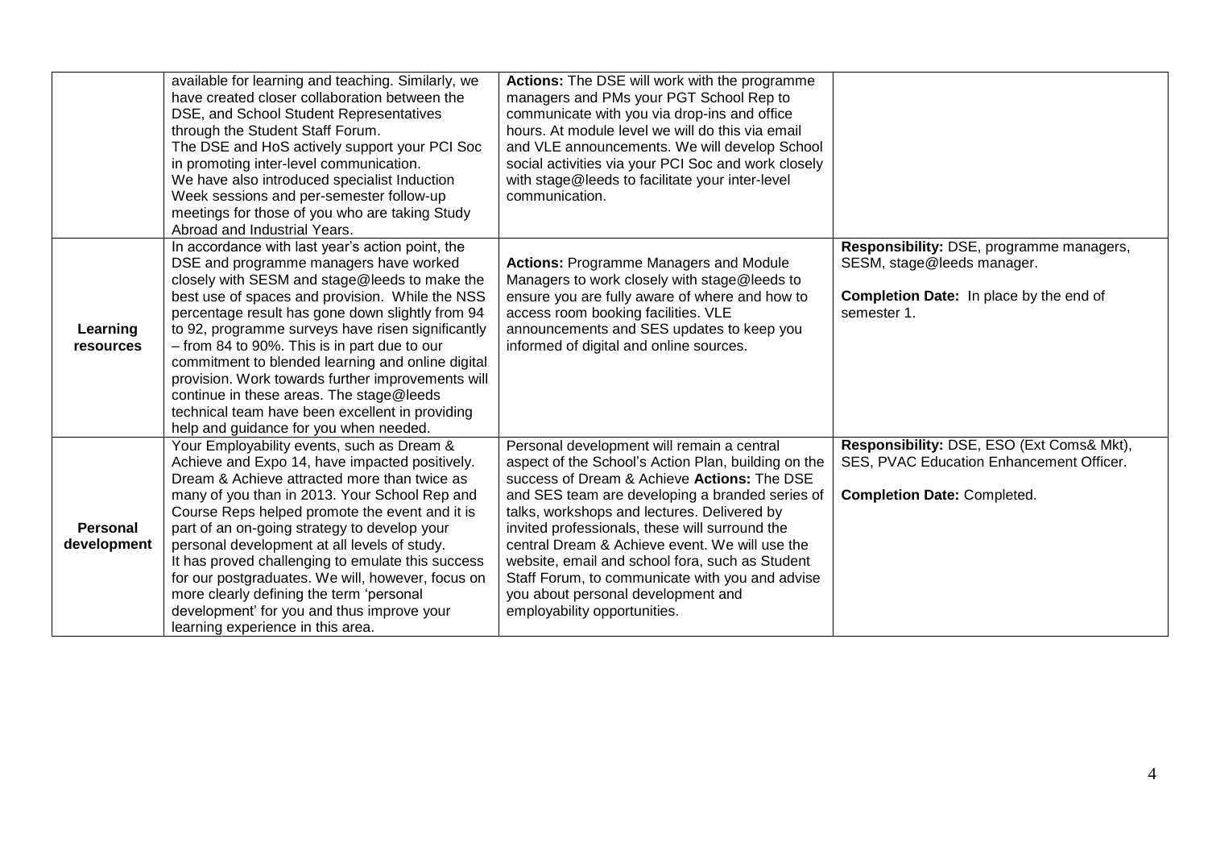| | | | |
|---|---|---|---|
| | available for learning and teaching. Similarly, we have created closer collaboration between the DSE, and School Student Representatives through the Student Staff Forum. The DSE and HoS actively support your PCI Soc in promoting inter-level communication. We have also introduced specialist Induction Week sessions and per-semester follow-up meetings for those of you who are taking Study Abroad and Industrial Years. | **Actions:** The DSE will work with the programme managers and PMs your PGT School Rep to communicate with you via drop-ins and office hours. At module level we will do this via email and VLE announcements. We will develop School social activities via your PCI Soc and work closely with stage@leeds to facilitate your inter-level communication. | |
| **Learning resources** | In accordance with last year's action point, the DSE and programme managers have worked closely with SESM and stage@leeds to make the best use of spaces and provision. While the NSS percentage result has gone down slightly from 94 to 92, programme surveys have risen significantly – from 84 to 90%. This is in part due to our commitment to blended learning and online digital provision. Work towards further improvements will continue in these areas. The stage@leeds technical team have been excellent in providing help and guidance for you when needed. | **Actions:** Programme Managers and Module Managers to work closely with stage@leeds to ensure you are fully aware of where and how to access room booking facilities. VLE announcements and SES updates to keep you informed of digital and online sources. | **Responsibility:** DSE, programme managers, SESM, stage@leeds manager.<br><br>**Completion Date:** In place by the end of semester 1. |
| **Personal development** | Your Employability events, such as Dream & Achieve and Expo 14, have impacted positively. Dream & Achieve attracted more than twice as many of you than in 2013. Your School Rep and Course Reps helped promote the event and it is part of an on-going strategy to develop your personal development at all levels of study. It has proved challenging to emulate this success for our postgraduates. We will, however, focus on more clearly defining the term 'personal development' for you and thus improve your learning experience in this area. | Personal development will remain a central aspect of the School's Action Plan, building on the success of Dream & Achieve **Actions:** The DSE and SES team are developing a branded series of talks, workshops and lectures. Delivered by invited professionals, these will surround the central Dream & Achieve event. We will use the website, email and school fora, such as Student Staff Forum, to communicate with you and advise you about personal development and employability opportunities. | **Responsibility:** DSE, ESO (Ext Coms& Mkt), SES, PVAC Education Enhancement Officer.<br><br>**Completion Date:** Completed. |